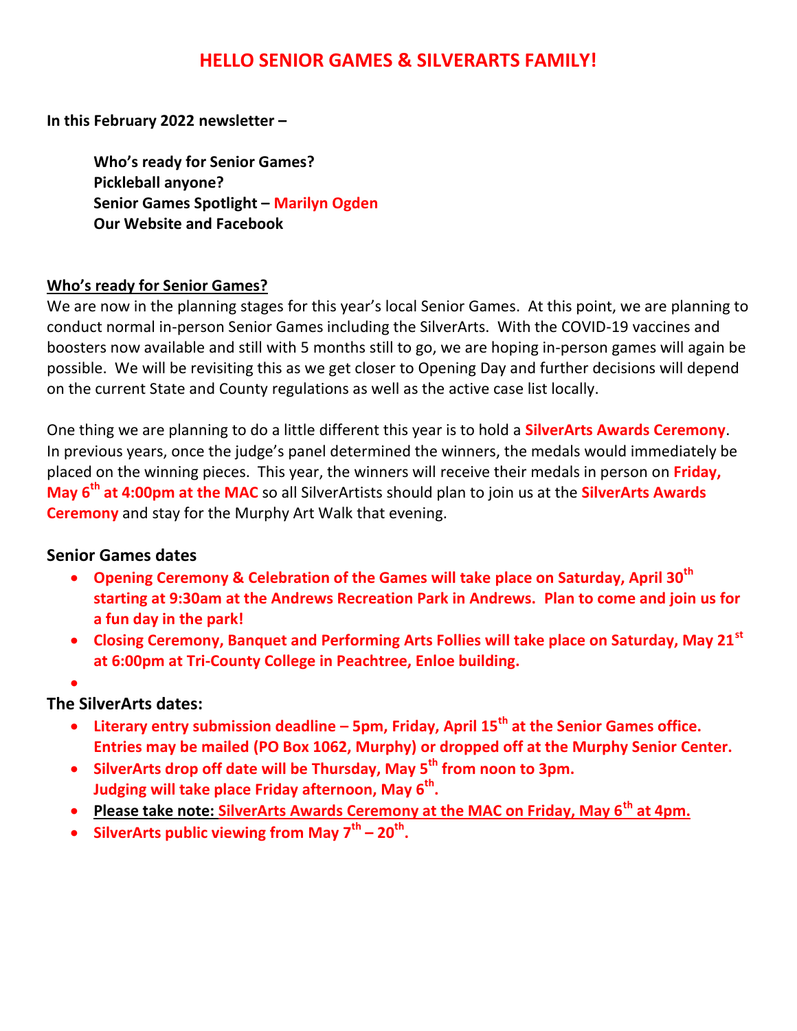# HELLO SENIOR GAMES & SILVERARTS FAMILY!

**In this February 2022 newsletter –**

> **Who's ready for Senior Games?**
> **Pickleball anyone?**
> **Senior Games Spotlight – Marilyn Ogden**
> **Our Website and Facebook**

**Who's ready for Senior Games?**

We are now in the planning stages for this year's local Senior Games. At this point, we are planning to conduct normal in-person Senior Games including the SilverArts. With the COVID-19 vaccines and boosters now available and still with 5 months still to go, we are hoping in-person games will again be possible. We will be revisiting this as we get closer to Opening Day and further decisions will depend on the current State and County regulations as well as the active case list locally.

One thing we are planning to do a little different this year is to hold a **SilverArts Awards Ceremony**. In previous years, once the judge's panel determined the winners, the medals would immediately be placed on the winning pieces. This year, the winners will receive their medals in person on **Friday, May 6th at 4:00pm at the MAC** so all SilverArtists should plan to join us at the **SilverArts Awards Ceremony** and stay for the Murphy Art Walk that evening.

### Senior Games dates

- **Opening Ceremony & Celebration of the Games will take place on Saturday, April 30th starting at 9:30am at the Andrews Recreation Park in Andrews. Plan to come and join us for a fun day in the park!**
- **Closing Ceremony, Banquet and Performing Arts Follies will take place on Saturday, May 21st at 6:00pm at Tri-County College in Peachtree, Enloe building.**

### The SilverArts dates:

- **Literary entry submission deadline – 5pm, Friday, April 15th at the Senior Games office. Entries may be mailed (PO Box 1062, Murphy) or dropped off at the Murphy Senior Center.**
- **SilverArts drop off date will be Thursday, May 5th from noon to 3pm. Judging will take place Friday afternoon, May 6th.**
- **Please take note: SilverArts Awards Ceremony at the MAC on Friday, May 6th at 4pm.**
- **SilverArts public viewing from May 7th – 20th.**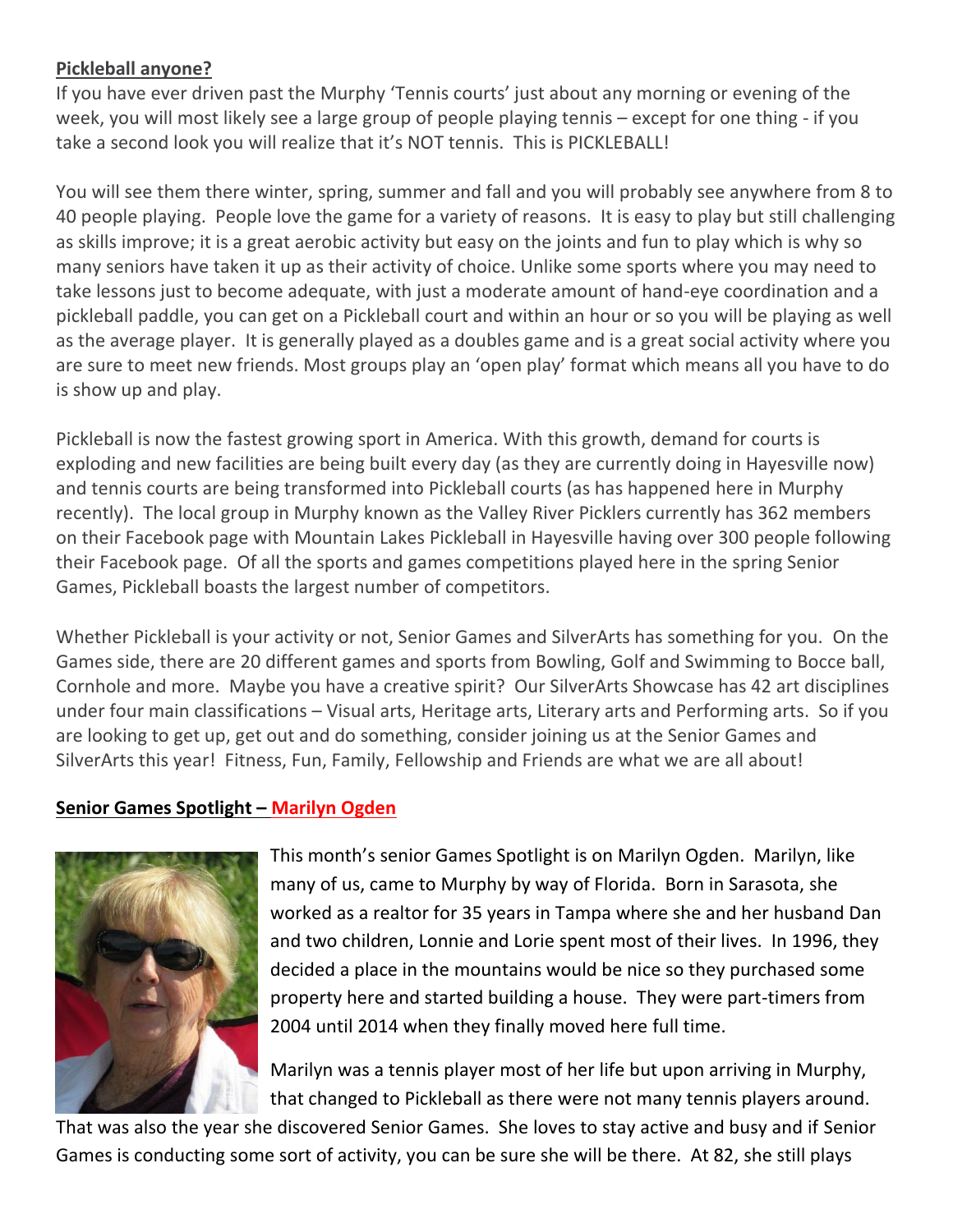**Pickleball anyone?**

If you have ever driven past the Murphy 'Tennis courts' just about any morning or evening of the week, you will most likely see a large group of people playing tennis – except for one thing - if you take a second look you will realize that it's NOT tennis. This is PICKLEBALL!

You will see them there winter, spring, summer and fall and you will probably see anywhere from 8 to 40 people playing. People love the game for a variety of reasons. It is easy to play but still challenging as skills improve; it is a great aerobic activity but easy on the joints and fun to play which is why so many seniors have taken it up as their activity of choice. Unlike some sports where you may need to take lessons just to become adequate, with just a moderate amount of hand-eye coordination and a pickleball paddle, you can get on a Pickleball court and within an hour or so you will be playing as well as the average player. It is generally played as a doubles game and is a great social activity where you are sure to meet new friends. Most groups play an 'open play' format which means all you have to do is show up and play.

Pickleball is now the fastest growing sport in America. With this growth, demand for courts is exploding and new facilities are being built every day (as they are currently doing in Hayesville now) and tennis courts are being transformed into Pickleball courts (as has happened here in Murphy recently). The local group in Murphy known as the Valley River Picklers currently has 362 members on their Facebook page with Mountain Lakes Pickleball in Hayesville having over 300 people following their Facebook page. Of all the sports and games competitions played here in the spring Senior Games, Pickleball boasts the largest number of competitors.

Whether Pickleball is your activity or not, Senior Games and SilverArts has something for you. On the Games side, there are 20 different games and sports from Bowling, Golf and Swimming to Bocce ball, Cornhole and more. Maybe you have a creative spirit? Our SilverArts Showcase has 42 art disciplines under four main classifications – Visual arts, Heritage arts, Literary arts and Performing arts. So if you are looking to get up, get out and do something, consider joining us at the Senior Games and SilverArts this year! Fitness, Fun, Family, Fellowship and Friends are what we are all about!

**Senior Games Spotlight – Marilyn Ogden**

This month's senior Games Spotlight is on Marilyn Ogden. Marilyn, like many of us, came to Murphy by way of Florida. Born in Sarasota, she worked as a realtor for 35 years in Tampa where she and her husband Dan and two children, Lonnie and Lorie spent most of their lives. In 1996, they decided a place in the mountains would be nice so they purchased some property here and started building a house. They were part-timers from 2004 until 2014 when they finally moved here full time.

Marilyn was a tennis player most of her life but upon arriving in Murphy, that changed to Pickleball as there were not many tennis players around. That was also the year she discovered Senior Games. She loves to stay active and busy and if Senior Games is conducting some sort of activity, you can be sure she will be there. At 82, she still plays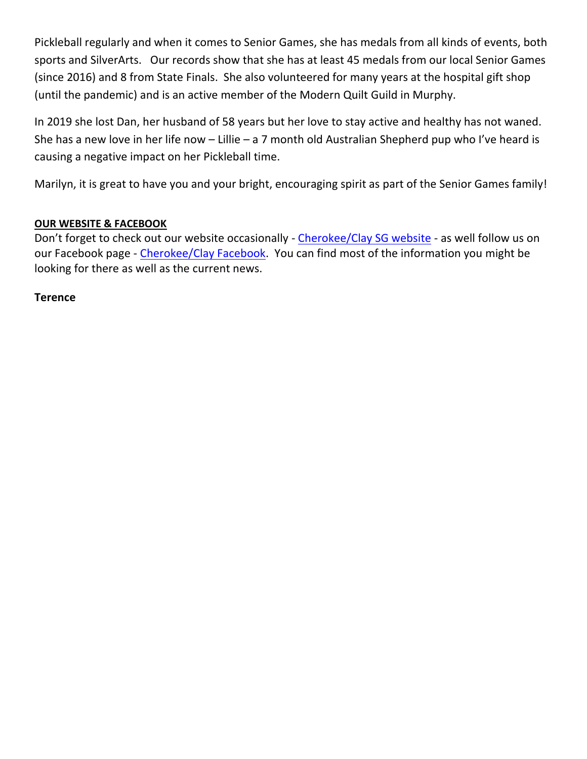Pickleball regularly and when it comes to Senior Games, she has medals from all kinds of events, both sports and SilverArts. Our records show that she has at least 45 medals from our local Senior Games (since 2016) and 8 from State Finals. She also volunteered for many years at the hospital gift shop (until the pandemic) and is an active member of the Modern Quilt Guild in Murphy.

In 2019 she lost Dan, her husband of 58 years but her love to stay active and healthy has not waned. She has a new love in her life now – Lillie – a 7 month old Australian Shepherd pup who I've heard is causing a negative impact on her Pickleball time.

Marilyn, it is great to have you and your bright, encouraging spirit as part of the Senior Games family!

**OUR WEBSITE & FACEBOOK**

Don't forget to check out our website occasionally - Cherokee/Clay SG website - as well follow us on our Facebook page - Cherokee/Clay Facebook. You can find most of the information you might be looking for there as well as the current news.

**Terence**